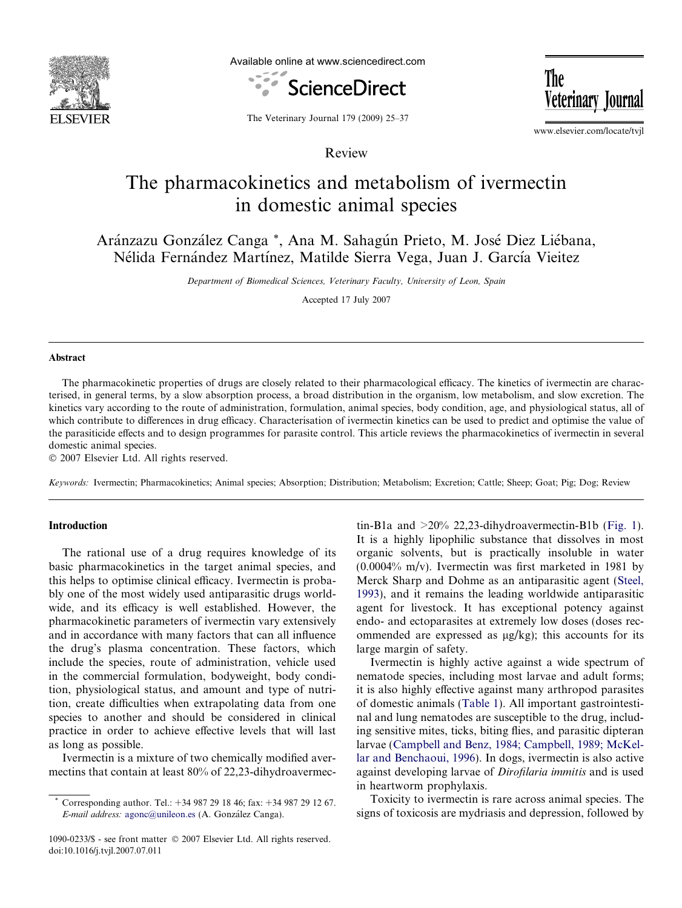Review

# The pharmacokinetics and metabolism of ivermectin in domestic animal species

Aránzazu González Canga *, Ana M. Sahagún Prieto, M. José Diez Liébana, Nélida Fernández Martínez, Matilde Sierra Vega, Juan J. García Vieitez

*Department of Biomedical Sciences, Veterinary Faculty, University of Leon, Spain*

Accepted 17 July 2007

## Abstract

The pharmacokinetic properties of drugs are closely related to their pharmacological efficacy. The kinetics of ivermectin are characterised, in general terms, by a slow absorption process, a broad distribution in the organism, low metabolism, and slow excretion. The kinetics vary according to the route of administration, formulation, animal species, body condition, age, and physiological status, all of which contribute to differences in drug efficacy. Characterisation of ivermectin kinetics can be used to predict and optimise the value of the parasiticide effects and to design programmes for parasite control. This article reviews the pharmacokinetics of ivermectin in several domestic animal species.

© 2007 Elsevier Ltd. All rights reserved.

*Keywords:* Ivermectin; Pharmacokinetics; Animal species; Absorption; Distribution; Metabolism; Excretion; Cattle; Sheep; Goat; Pig; Dog; Review

## Introduction

The rational use of a drug requires knowledge of its basic pharmacokinetics in the target animal species, and this helps to optimise clinical efficacy. Ivermectin is probably one of the most widely used antiparasitic drugs worldwide, and its efficacy is well established. However, the pharmacokinetic parameters of ivermectin vary extensively and in accordance with many factors that can all influence the drug's plasma concentration. These factors, which include the species, route of administration, vehicle used in the commercial formulation, bodyweight, body condition, physiological status, and amount and type of nutrition, create difficulties when extrapolating data from one species to another and should be considered in clinical practice in order to achieve effective levels that will last as long as possible.

Ivermectin is a mixture of two chemically modified avermectins that contain at least 80% of 22,23-dihydroavermectin-B1a and >20% 22,23-dihydroavermectin-B1b (Fig. 1). It is a highly lipophilic substance that dissolves in most organic solvents, but is practically insoluble in water (0.0004% m/v). Ivermectin was first marketed in 1981 by Merck Sharp and Dohme as an antiparasitic agent (Steel, 1993), and it remains the leading worldwide antiparasitic agent for livestock. It has exceptional potency against endo- and ectoparasites at extremely low doses (doses recommended are expressed as μg/kg); this accounts for its large margin of safety.

Ivermectin is highly active against a wide spectrum of nematode species, including most larvae and adult forms; it is also highly effective against many arthropod parasites of domestic animals (Table 1). All important gastrointestinal and lung nematodes are susceptible to the drug, including sensitive mites, ticks, biting flies, and parasitic dipteran larvae (Campbell and Benz, 1984; Campbell, 1989; McKellar and Benchaoui, 1996). In dogs, ivermectin is also active against developing larvae of *Dirofilaria immitis* and is used in heartworm prophylaxis.

Toxicity to ivermectin is rare across animal species. The signs of toxicosis are mydriasis and depression, followed by

* Corresponding author. Tel.: +34 987 29 18 46; fax: +34 987 29 12 67. *E-mail address:* agonc@unileon.es (A. González Canga).

1090-0233/$ - see front matter © 2007 Elsevier Ltd. All rights reserved. doi:10.1016/j.tvjl.2007.07.011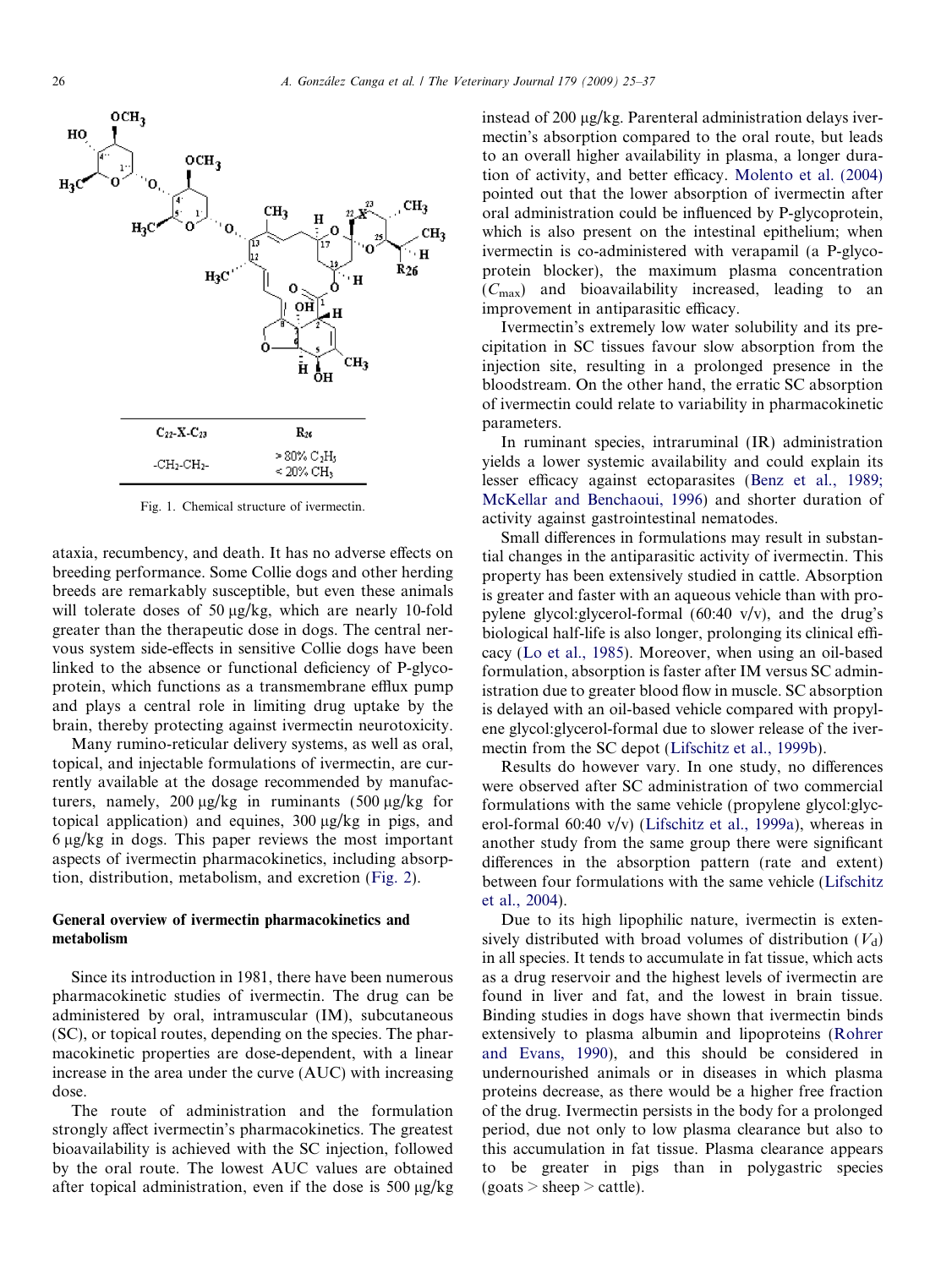| $C_{22}$-X-$C_{23}$ | $R_{26}$ |
|---|---|
| -$CH_2$-$CH_2$- | > 80% $C_2H_5$<br>< 20% $CH_3$ |

Fig. 1. Chemical structure of ivermectin.

ataxia, recumbency, and death. It has no adverse effects on breeding performance. Some Collie dogs and other herding breeds are remarkably susceptible, but even these animals will tolerate doses of 50 μg/kg, which are nearly 10-fold greater than the therapeutic dose in dogs. The central nervous system side-effects in sensitive Collie dogs have been linked to the absence or functional deficiency of P-glycoprotein, which functions as a transmembrane efflux pump and plays a central role in limiting drug uptake by the brain, thereby protecting against ivermectin neurotoxicity.

Many rumino-reticular delivery systems, as well as oral, topical, and injectable formulations of ivermectin, are currently available at the dosage recommended by manufacturers, namely, 200 μg/kg in ruminants (500 μg/kg for topical application) and equines, 300 μg/kg in pigs, and 6 μg/kg in dogs. This paper reviews the most important aspects of ivermectin pharmacokinetics, including absorption, distribution, metabolism, and excretion (Fig. 2).

## General overview of ivermectin pharmacokinetics and metabolism

Since its introduction in 1981, there have been numerous pharmacokinetic studies of ivermectin. The drug can be administered by oral, intramuscular (IM), subcutaneous (SC), or topical routes, depending on the species. The pharmacokinetic properties are dose-dependent, with a linear increase in the area under the curve (AUC) with increasing dose.

The route of administration and the formulation strongly affect ivermectin's pharmacokinetics. The greatest bioavailability is achieved with the SC injection, followed by the oral route. The lowest AUC values are obtained after topical administration, even if the dose is 500 μg/kg instead of 200 μg/kg. Parenteral administration delays ivermectin's absorption compared to the oral route, but leads to an overall higher availability in plasma, a longer duration of activity, and better efficacy. Molento et al. (2004) pointed out that the lower absorption of ivermectin after oral administration could be influenced by P-glycoprotein, which is also present on the intestinal epithelium; when ivermectin is co-administered with verapamil (a P-glycoprotein blocker), the maximum plasma concentration ($C_{max}$) and bioavailability increased, leading to an improvement in antiparasitic efficacy.

Ivermectin's extremely low water solubility and its precipitation in SC tissues favour slow absorption from the injection site, resulting in a prolonged presence in the bloodstream. On the other hand, the erratic SC absorption of ivermectin could relate to variability in pharmacokinetic parameters.

In ruminant species, intraruminal (IR) administration yields a lower systemic availability and could explain its lesser efficacy against ectoparasites (Benz et al., 1989; McKellar and Benchaoui, 1996) and shorter duration of activity against gastrointestinal nematodes.

Small differences in formulations may result in substantial changes in the antiparasitic activity of ivermectin. This property has been extensively studied in cattle. Absorption is greater and faster with an aqueous vehicle than with propylene glycol:glycerol-formal (60:40 v/v), and the drug's biological half-life is also longer, prolonging its clinical efficacy (Lo et al., 1985). Moreover, when using an oil-based formulation, absorption is faster after IM versus SC administration due to greater blood flow in muscle. SC absorption is delayed with an oil-based vehicle compared with propylene glycol:glycerol-formal due to slower release of the ivermectin from the SC depot (Lifschitz et al., 1999b).

Results do however vary. In one study, no differences were observed after SC administration of two commercial formulations with the same vehicle (propylene glycol:glycerol-formal 60:40 v/v) (Lifschitz et al., 1999a), whereas in another study from the same group there were significant differences in the absorption pattern (rate and extent) between four formulations with the same vehicle (Lifschitz et al., 2004).

Due to its high lipophilic nature, ivermectin is extensively distributed with broad volumes of distribution ($V_d$) in all species. It tends to accumulate in fat tissue, which acts as a drug reservoir and the highest levels of ivermectin are found in liver and fat, and the lowest in brain tissue. Binding studies in dogs have shown that ivermectin binds extensively to plasma albumin and lipoproteins (Rohrer and Evans, 1990), and this should be considered in undernourished animals or in diseases in which plasma proteins decrease, as there would be a higher free fraction of the drug. Ivermectin persists in the body for a prolonged period, due not only to low plasma clearance but also to this accumulation in fat tissue. Plasma clearance appears to be greater in pigs than in polygastric species (goats > sheep > cattle).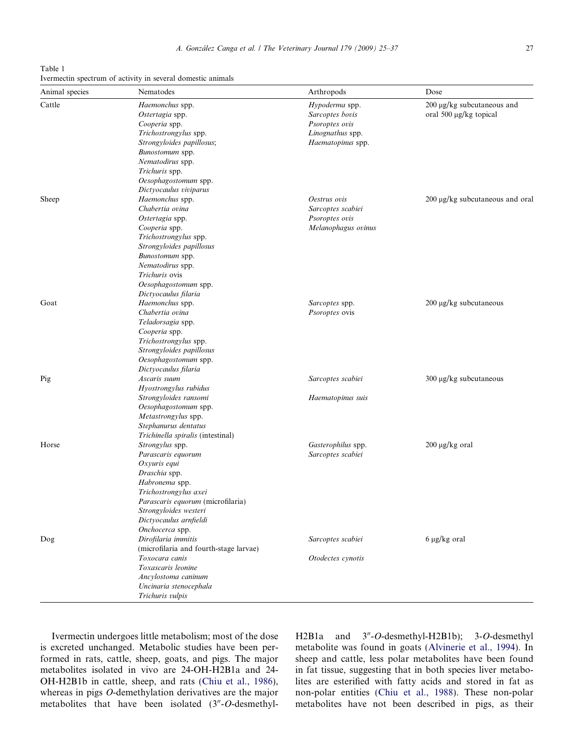Table 1
Ivermectin spectrum of activity in several domestic animals

| Animal species | Nematodes | Arthropods | Dose |
|---|---|---|---|
| Cattle | *Haemonchus* spp.<br>*Ostertagia* spp.<br>*Cooperia* spp.<br>*Trichostrongylus* spp.<br>*Strongyloides papillosus*;<br>*Bunostomum* spp.<br>*Nematodirus* spp.<br>*Trichuris* spp.<br>*Oesophagostomum* spp.<br>*Dictyocaulus viviparus* | *Hypoderma* spp.<br>*Sarcoptes bovis*<br>*Psoroptes ovis*<br>*Linognathus* spp.<br>*Haematopinus* spp. | 200 μg/kg subcutaneous and oral 500 μg/kg topical |
| Sheep | *Haemonchus* spp.<br>*Chabertia ovina*<br>*Ostertagia* spp.<br>*Cooperia* spp.<br>*Trichostrongylus* spp.<br>*Strongyloides papillosus*<br>*Bunostomum* spp.<br>*Nematodirus* spp.<br>*Trichuris* ovis<br>*Oesophagostomum* spp.<br>*Dictyocaulus filaria* | *Oestrus ovis*<br>*Sarcoptes scabiei*<br>*Psoroptes ovis*<br>*Melanophagus ovinus* | 200 μg/kg subcutaneous and oral |
| Goat | *Haemonchus* spp.<br>*Chabertia ovina*<br>*Teladorsagia* spp.<br>*Cooperia* spp.<br>*Trichostrongylus* spp.<br>*Strongyloides papillosus*<br>*Oesophagostomum* spp.<br>*Dictyocaulus filaria* | *Sarcoptes* spp.<br>*Psoroptes* ovis | 200 μg/kg subcutaneous |
| Pig | *Ascaris suum*<br>*Hyostrongylus rubidus*<br>*Strongyloides ransomi*<br>*Oesophagostomum* spp.<br>*Metastrongylus* spp.<br>*Stephanurus dentatus*<br>*Trichinella spiralis* (intestinal) | *Sarcoptes scabiei*<br><br>*Haematopinus suis* | 300 μg/kg subcutaneous |
| Horse | *Strongylus* spp.<br>*Parascaris equorum*<br>*Oxyuris equi*<br>*Draschia* spp.<br>*Habronema* spp.<br>*Trichostrongylus axei*<br>*Parascaris equorum* (microfilaria)<br>*Strongyloides westeri*<br>*Dictyocaulus arnfieldi*<br>*Onchocerca* spp. | *Gasterophilus* spp.<br>*Sarcoptes scabiei* | 200 μg/kg oral |
| Dog | *Dirofilaria immitis*<br>(microfilaria and fourth-stage larvae)<br>*Toxocara canis*<br>*Toxascaris leonine*<br>*Ancylostoma caninum*<br>*Uncinaria stenocephala*<br>*Trichuris vulpis* | *Sarcoptes scabiei*<br><br>*Otodectes cynotis* | 6 μg/kg oral |

Ivermectin undergoes little metabolism; most of the dose is excreted unchanged. Metabolic studies have been performed in rats, cattle, sheep, goats, and pigs. The major metabolites isolated in vivo are 24-OH-H2B1a and 24-OH-H2B1b in cattle, sheep, and rats (Chiu et al., 1986), whereas in pigs *O*-demethylation derivatives are the major metabolites that have been isolated (3″-*O*-desmethyl-H2B1a and 3″-*O*-desmethyl-H2B1b); 3-*O*-desmethyl metabolite was found in goats (Alvinerie et al., 1994). In sheep and cattle, less polar metabolites have been found in fat tissue, suggesting that in both species liver metabolites are esterified with fatty acids and stored in fat as non-polar entities (Chiu et al., 1988). These non-polar metabolites have not been described in pigs, as their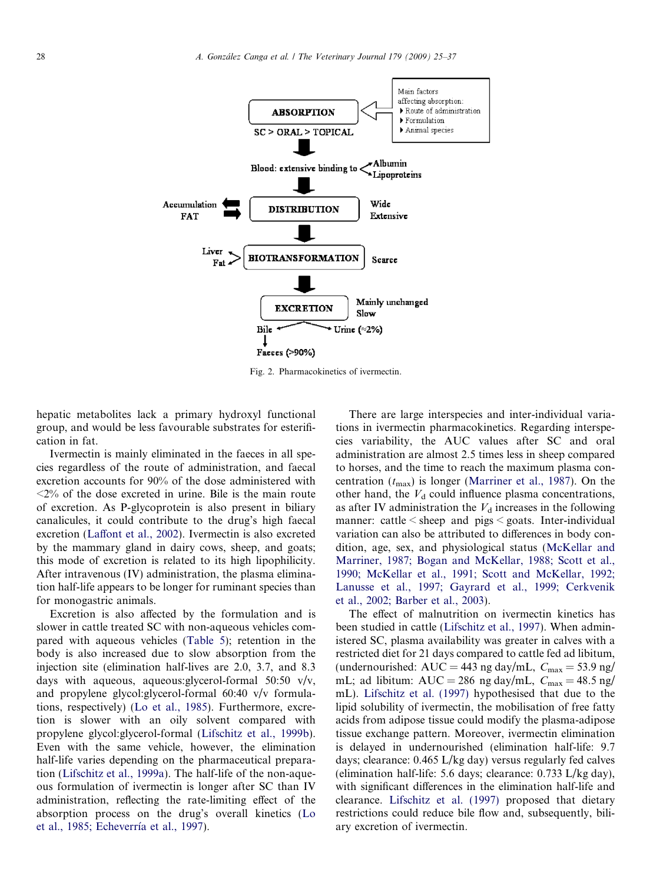Fig. 2. Pharmacokinetics of ivermectin.

hepatic metabolites lack a primary hydroxyl functional group, and would be less favourable substrates for esterification in fat.

Ivermectin is mainly eliminated in the faeces in all species regardless of the route of administration, and faecal excretion accounts for 90% of the dose administered with <2% of the dose excreted in urine. Bile is the main route of excretion. As P-glycoprotein is also present in biliary canalicules, it could contribute to the drug's high faecal excretion (Laffont et al., 2002). Ivermectin is also excreted by the mammary gland in dairy cows, sheep, and goats; this mode of excretion is related to its high lipophilicity. After intravenous (IV) administration, the plasma elimination half-life appears to be longer for ruminant species than for monogastric animals.

Excretion is also affected by the formulation and is slower in cattle treated SC with non-aqueous vehicles compared with aqueous vehicles (Table 5); retention in the body is also increased due to slow absorption from the injection site (elimination half-lives are 2.0, 3.7, and 8.3 days with aqueous, aqueous:glycerol-formal 50:50 v/v, and propylene glycol:glycerol-formal 60:40 v/v formulations, respectively) (Lo et al., 1985). Furthermore, excretion is slower with an oily solvent compared with propylene glycol:glycerol-formal (Lifschitz et al., 1999b). Even with the same vehicle, however, the elimination half-life varies depending on the pharmaceutical preparation (Lifschitz et al., 1999a). The half-life of the non-aqueous formulation of ivermectin is longer after SC than IV administration, reflecting the rate-limiting effect of the absorption process on the drug's overall kinetics (Lo et al., 1985; Echeverría et al., 1997).

There are large interspecies and inter-individual variations in ivermectin pharmacokinetics. Regarding interspecies variability, the AUC values after SC and oral administration are almost 2.5 times less in sheep compared to horses, and the time to reach the maximum plasma concentration ($t_{max}$) is longer (Marriner et al., 1987). On the other hand, the $V_d$ could influence plasma concentrations, as after IV administration the $V_d$ increases in the following manner: cattle < sheep and pigs < goats. Inter-individual variation can also be attributed to differences in body condition, age, sex, and physiological status (McKellar and Marriner, 1987; Bogan and McKellar, 1988; Scott et al., 1990; McKellar et al., 1991; Scott and McKellar, 1992; Lanusse et al., 1997; Gayrard et al., 1999; Cerkvenik et al., 2002; Barber et al., 2003).

The effect of malnutrition on ivermectin kinetics has been studied in cattle (Lifschitz et al., 1997). When administered SC, plasma availability was greater in calves with a restricted diet for 21 days compared to cattle fed ad libitum, (undernourished: AUC = 443 ng day/mL, $C_{max}$ = 53.9 ng/mL; ad libitum: AUC = 286 ng day/mL, $C_{max}$ = 48.5 ng/mL). Lifschitz et al. (1997) hypothesised that due to the lipid solubility of ivermectin, the mobilisation of free fatty acids from adipose tissue could modify the plasma-adipose tissue exchange pattern. Moreover, ivermectin elimination is delayed in undernourished (elimination half-life: 9.7 days; clearance: 0.465 L/kg day) versus regularly fed calves (elimination half-life: 5.6 days; clearance: 0.733 L/kg day), with significant differences in the elimination half-life and clearance. Lifschitz et al. (1997) proposed that dietary restrictions could reduce bile flow and, subsequently, biliary excretion of ivermectin.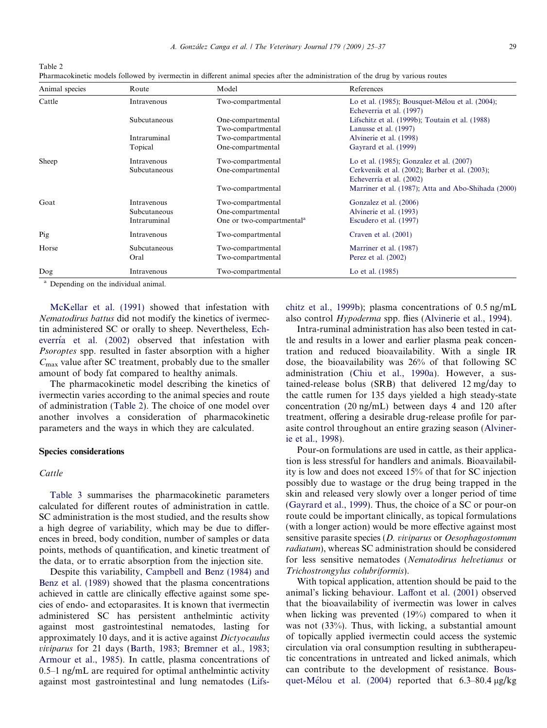Table 2
Pharmacokinetic models followed by ivermectin in different animal species after the administration of the drug by various routes

| Animal species | Route | Model | References |
|---|---|---|---|
| Cattle | Intravenous | Two-compartmental | Lo et al. (1985); Bousquet-Mélou et al. (2004); Echeverria et al. (1997) |
| | Subcutaneous | One-compartmental | Lifschitz et al. (1999b); Toutain et al. (1988) |
| | | Two-compartmental | Lanusse et al. (1997) |
| | Intraruminal | Two-compartmental | Alvinerie et al. (1998) |
| | Topical | One-compartmental | Gayrard et al. (1999) |
| Sheep | Intravenous | Two-compartmental | Lo et al. (1985); Gonzalez et al. (2007) |
| | Subcutaneous | One-compartmental | Cerkvenik et al. (2002); Barber et al. (2003); Echeverría et al. (2002) |
| | | Two-compartmental | Marriner et al. (1987); Atta and Abo-Shihada (2000) |
| Goat | Intravenous | Two-compartmental | Gonzalez et al. (2006) |
| | Subcutaneous | One-compartmental | Alvinerie et al. (1993) |
| | Intraruminal | One or two-compartmental[a] | Escudero et al. (1997) |
| Pig | Intravenous | Two-compartmental | Craven et al. (2001) |
| Horse | Subcutaneous | Two-compartmental | Marriner et al. (1987) |
| | Oral | Two-compartmental | Perez et al. (2002) |
| Dog | Intravenous | Two-compartmental | Lo et al. (1985) |

[a] Depending on the individual animal.

McKellar et al. (1991) showed that infestation with *Nematodirus battus* did not modify the kinetics of ivermectin administered SC or orally to sheep. Nevertheless, Echeverría et al. (2002) observed that infestation with *Psoroptes* spp. resulted in faster absorption with a higher $C_{max}$ value after SC treatment, probably due to the smaller amount of body fat compared to healthy animals.

The pharmacokinetic model describing the kinetics of ivermectin varies according to the animal species and route of administration (Table 2). The choice of one model over another involves a consideration of pharmacokinetic parameters and the ways in which they are calculated.

## Species considerations

### Cattle

Table 3 summarises the pharmacokinetic parameters calculated for different routes of administration in cattle. SC administration is the most studied, and the results show a high degree of variability, which may be due to differences in breed, body condition, number of samples or data points, methods of quantification, and kinetic treatment of the data, or to erratic absorption from the injection site.

Despite this variability, Campbell and Benz (1984) and Benz et al. (1989) showed that the plasma concentrations achieved in cattle are clinically effective against some species of endo- and ectoparasites. It is known that ivermectin administered SC has persistent anthelmintic activity against most gastrointestinal nematodes, lasting for approximately 10 days, and it is active against *Dictyocaulus viviparus* for 21 days (Barth, 1983; Bremner et al., 1983; Armour et al., 1985). In cattle, plasma concentrations of 0.5–1 ng/mL are required for optimal anthelmintic activity against most gastrointestinal and lung nematodes (Lifschitz et al., 1999b); plasma concentrations of 0.5 ng/mL also control *Hypoderma* spp. flies (Alvinerie et al., 1994).

Intra-ruminal administration has also been tested in cattle and results in a lower and earlier plasma peak concentration and reduced bioavailability. With a single IR dose, the bioavailability was 26% of that following SC administration (Chiu et al., 1990a). However, a sustained-release bolus (SRB) that delivered 12 mg/day to the cattle rumen for 135 days yielded a high steady-state concentration (20 ng/mL) between days 4 and 120 after treatment, offering a desirable drug-release profile for parasite control throughout an entire grazing season (Alvinerie et al., 1998).

Pour-on formulations are used in cattle, as their application is less stressful for handlers and animals. Bioavailability is low and does not exceed 15% of that for SC injection possibly due to wastage or the drug being trapped in the skin and released very slowly over a longer period of time (Gayrard et al., 1999). Thus, the choice of a SC or pour-on route could be important clinically, as topical formulations (with a longer action) would be more effective against most sensitive parasite species (*D. viviparus* or *Oesophagostomum radiatum*), whereas SC administration should be considered for less sensitive nematodes (*Nematodirus helvetianus* or *Trichostrongylus colubriformis*).

With topical application, attention should be paid to the animal's licking behaviour. Laffont et al. (2001) observed that the bioavailability of ivermectin was lower in calves when licking was prevented (19%) compared to when it was not (33%). Thus, with licking, a substantial amount of topically applied ivermectin could access the systemic circulation via oral consumption resulting in subtherapeutic concentrations in untreated and licked animals, which can contribute to the development of resistance. Bousquet-Mélou et al. (2004) reported that 6.3–80.4 μg/kg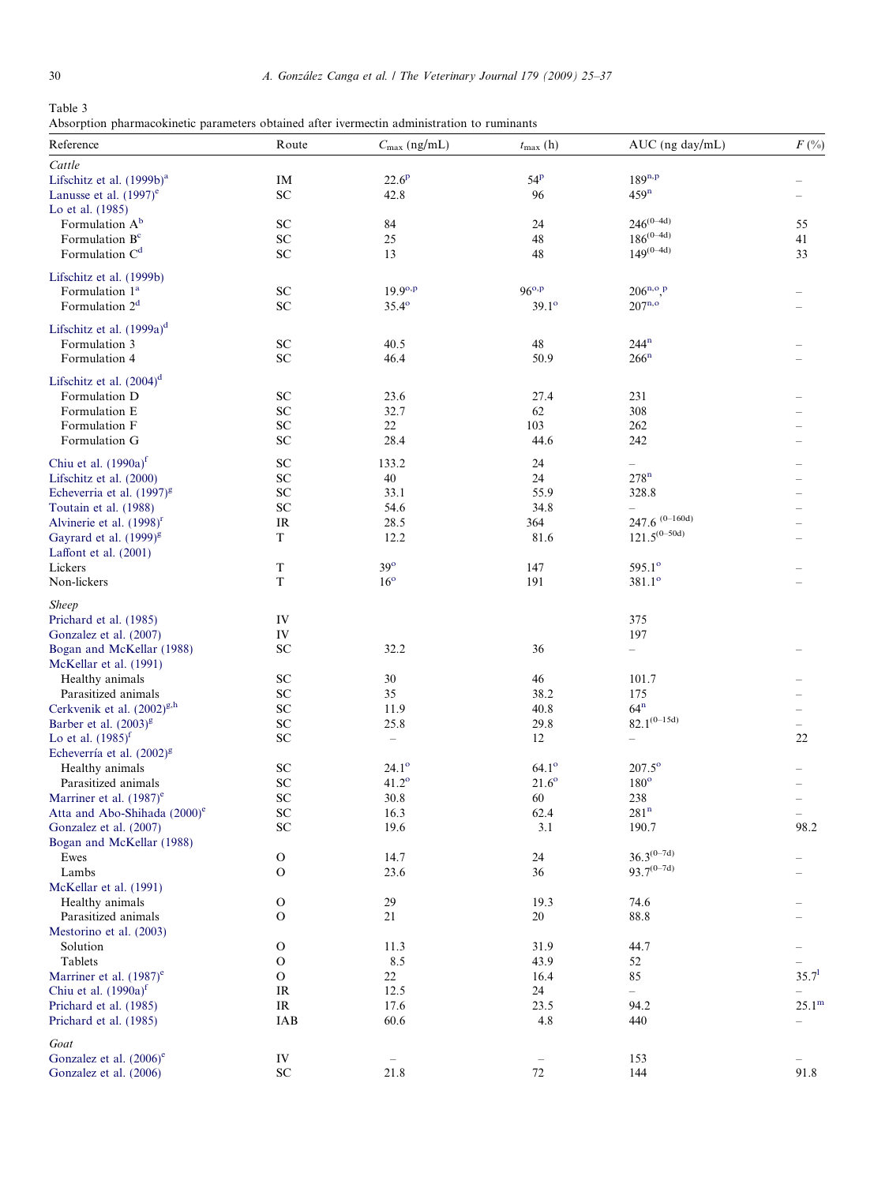Table 3
Absorption pharmacokinetic parameters obtained after ivermectin administration to ruminants

| Reference | Route | $C_{max}$ (ng/mL) | $t_{max}$ (h) | AUC (ng day/mL) | F (%) |
|---|---|---|---|---|---|
| *Cattle* | | | | | |
| Lifschitz et al. (1999b)[a] | IM | 22.6[p] | 54[p] | 189[n,p] | – |
| Lanusse et al. (1997)[e] | SC | 42.8 | 96 | 459[n] | – |
| Lo et al. (1985) | | | | | |
| Formulation A[b] | SC | 84 | 24 | 246[(0–4d)] | 55 |
| Formulation B[c] | SC | 25 | 48 | 186[(0–4d)] | 41 |
| Formulation C[d] | SC | 13 | 48 | 149[(0–4d)] | 33 |
| Lifschitz et al. (1999b) | | | | | |
| Formulation 1[a] | SC | 19.9[o,p] | 96[o,p] | 206[n,o,p] | – |
| Formulation 2[d] | SC | 35.4[o] | 39.1[o] | 207[n,o] | – |
| Lifschitz et al. (1999a)[d] | | | | | |
| Formulation 3 | SC | 40.5 | 48 | 244[n] | – |
| Formulation 4 | SC | 46.4 | 50.9 | 266[n] | – |
| Lifschitz et al. (2004)[d] | | | | | |
| Formulation D | SC | 23.6 | 27.4 | 231 | – |
| Formulation E | SC | 32.7 | 62 | 308 | – |
| Formulation F | SC | 22 | 103 | 262 | – |
| Formulation G | SC | 28.4 | 44.6 | 242 | – |
| Chiu et al. (1990a)[f] | SC | 133.2 | 24 | – | – |
| Lifschitz et al. (2000) | SC | 40 | 24 | 278[n] | – |
| Echeverria et al. (1997)[g] | SC | 33.1 | 55.9 | 328.8 | – |
| Toutain et al. (1988) | SC | 54.6 | 34.8 | – | – |
| Alvinerie et al. (1998)[f] | IR | 28.5 | 364 | 247.6[(0–160d)] | – |
| Gayrard et al. (1999)[g] | T | 12.2 | 81.6 | 121.5[(0–50d)] | – |
| Laffont et al. (2001) | | | | | |
| Lickers | T | 39[o] | 147 | 595.1[o] | – |
| Non-lickers | T | 16[o] | 191 | 381.1[o] | – |
| *Sheep* | | | | | |
| Prichard et al. (1985) | IV | | | 375 | |
| Gonzalez et al. (2007) | IV | | | 197 | |
| Bogan and McKellar (1988) | SC | 32.2 | 36 | – | – |
| McKellar et al. (1991) | | | | | |
| Healthy animals | SC | 30 | 46 | 101.7 | – |
| Parasitized animals | SC | 35 | 38.2 | 175 | – |
| Cerkvenik et al. (2002)[g,h] | SC | 11.9 | 40.8 | 64[n] | – |
| Barber et al. (2003)[g] | SC | 25.8 | 29.8 | 82.1[(0–15d)] | – |
| Lo et al. (1985)[f] | SC | – | 12 | – | 22 |
| Echeverría et al. (2002)[g] | | | | | |
| Healthy animals | SC | 24.1[o] | 64.1[o] | 207.5[o] | – |
| Parasitized animals | SC | 41.2[o] | 21.6[o] | 180[o] | – |
| Marriner et al. (1987)[e] | SC | 30.8 | 60 | 238 | – |
| Atta and Abo-Shihada (2000)[e] | SC | 16.3 | 62.4 | 281[n] | – |
| Gonzalez et al. (2007) | SC | 19.6 | 3.1 | 190.7 | 98.2 |
| Bogan and McKellar (1988) | | | | | |
| Ewes | O | 14.7 | 24 | 36.3[(0–7d)] | – |
| Lambs | O | 23.6 | 36 | 93.7[(0–7d)] | – |
| McKellar et al. (1991) | | | | | |
| Healthy animals | O | 29 | 19.3 | 74.6 | – |
| Parasitized animals | O | 21 | 20 | 88.8 | – |
| Mestorino et al. (2003) | | | | | |
| Solution | O | 11.3 | 31.9 | 44.7 | – |
| Tablets | O | 8.5 | 43.9 | 52 | – |
| Marriner et al. (1987)[e] | O | 22 | 16.4 | 85 | 35.7[l] |
| Chiu et al. (1990a)[f] | IR | 12.5 | 24 | – | – |
| Prichard et al. (1985) | IR | 17.6 | 23.5 | 94.2 | 25.1[m] |
| Prichard et al. (1985) | IAB | 60.6 | 4.8 | 440 | – |
| *Goat* | | | | | |
| Gonzalez et al. (2006)[e] | IV | – | – | 153 | – |
| Gonzalez et al. (2006) | SC | 21.8 | 72 | 144 | 91.8 |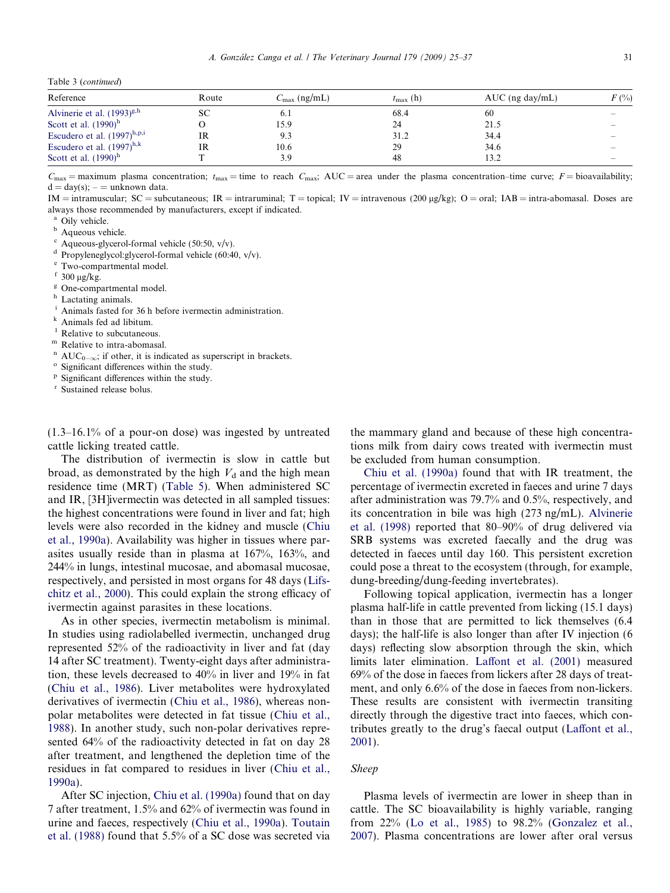Table 3 (continued)

| Reference | Route | $C_{max}$ (ng/mL) | $t_{max}$ (h) | AUC (ng day/mL) | F (%) |
|---|---|---|---|---|---|
| Alvinerie et al. (1993)[g,h] | SC | 6.1 | 68.4 | 60 | – |
| Scott et al. (1990)[h] | O | 15.9 | 24 | 21.5 | – |
| Escudero et al. (1997)[h,p,i] | IR | 9.3 | 31.2 | 34.4 | – |
| Escudero et al. (1997)[h,k] | IR | 10.6 | 29 | 34.6 | – |
| Scott et al. (1990)[h] | T | 3.9 | 48 | 13.2 | – |

$C_{max}$ = maximum plasma concentration; $t_{max}$ = time to reach $C_{max}$; AUC = area under the plasma concentration–time curve; F = bioavailability; d = day(s); – = unknown data.

IM = intramuscular; SC = subcutaneous; IR = intraruminal; T = topical; IV = intravenous (200 μg/kg); O = oral; IAB = intra-abomasal. Doses are always those recommended by manufacturers, except if indicated.

[a] Oily vehicle.
[b] Aqueous vehicle.
[c] Aqueous-glycerol-formal vehicle (50:50, v/v).
[d] Propyleneglycol:glycerol-formal vehicle (60:40, v/v).
[e] Two-compartmental model.
[f] 300 μg/kg.
[g] One-compartmental model.
[h] Lactating animals.
[i] Animals fasted for 36 h before ivermectin administration.
[k] Animals fed ad libitum.
[l] Relative to subcutaneous.
[m] Relative to intra-abomasal.
[n] $AUC_{0-\infty}$; if other, it is indicated as superscript in brackets.
[o] Significant differences within the study.
[p] Significant differences within the study.
[r] Sustained release bolus.

(1.3–16.1% of a pour-on dose) was ingested by untreated cattle licking treated cattle.

The distribution of ivermectin is slow in cattle but broad, as demonstrated by the high $V_d$ and the high mean residence time (MRT) (Table 5). When administered SC and IR, [3H]ivermectin was detected in all sampled tissues: the highest concentrations were found in liver and fat; high levels were also recorded in the kidney and muscle (Chiu et al., 1990a). Availability was higher in tissues where parasites usually reside than in plasma at 167%, 163%, and 244% in lungs, intestinal mucosae, and abomasal mucosae, respectively, and persisted in most organs for 48 days (Lifschitz et al., 2000). This could explain the strong efficacy of ivermectin against parasites in these locations.

As in other species, ivermectin metabolism is minimal. In studies using radiolabelled ivermectin, unchanged drug represented 52% of the radioactivity in liver and fat (day 14 after SC treatment). Twenty-eight days after administration, these levels decreased to 40% in liver and 19% in fat (Chiu et al., 1986). Liver metabolites were hydroxylated derivatives of ivermectin (Chiu et al., 1986), whereas non-polar metabolites were detected in fat tissue (Chiu et al., 1988). In another study, such non-polar derivatives represented 64% of the radioactivity detected in fat on day 28 after treatment, and lengthened the depletion time of the residues in fat compared to residues in liver (Chiu et al., 1990a).

After SC injection, Chiu et al. (1990a) found that on day 7 after treatment, 1.5% and 62% of ivermectin was found in urine and faeces, respectively (Chiu et al., 1990a). Toutain et al. (1988) found that 5.5% of a SC dose was secreted via the mammary gland and because of these high concentrations milk from dairy cows treated with ivermectin must be excluded from human consumption.

Chiu et al. (1990a) found that with IR treatment, the percentage of ivermectin excreted in faeces and urine 7 days after administration was 79.7% and 0.5%, respectively, and its concentration in bile was high (273 ng/mL). Alvinerie et al. (1998) reported that 80–90% of drug delivered via SRB systems was excreted faecally and the drug was detected in faeces until day 160. This persistent excretion could pose a threat to the ecosystem (through, for example, dung-breeding/dung-feeding invertebrates).

Following topical application, ivermectin has a longer plasma half-life in cattle prevented from licking (15.1 days) than in those that are permitted to lick themselves (6.4 days); the half-life is also longer than after IV injection (6 days) reflecting slow absorption through the skin, which limits later elimination. Laffont et al. (2001) measured 69% of the dose in faeces from lickers after 28 days of treatment, and only 6.6% of the dose in faeces from non-lickers. These results are consistent with ivermectin transiting directly through the digestive tract into faeces, which contributes greatly to the drug's faecal output (Laffont et al., 2001).

*Sheep*

Plasma levels of ivermectin are lower in sheep than in cattle. The SC bioavailability is highly variable, ranging from 22% (Lo et al., 1985) to 98.2% (Gonzalez et al., 2007). Plasma concentrations are lower after oral versus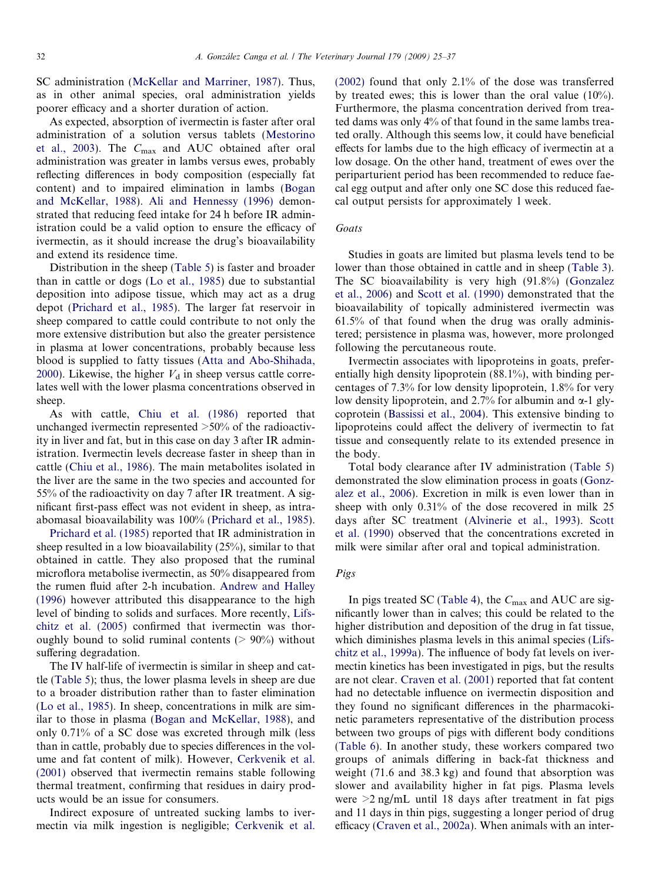SC administration (McKellar and Marriner, 1987). Thus, as in other animal species, oral administration yields poorer efficacy and a shorter duration of action.

As expected, absorption of ivermectin is faster after oral administration of a solution versus tablets (Mestorino et al., 2003). The $C_{max}$ and AUC obtained after oral administration was greater in lambs versus ewes, probably reflecting differences in body composition (especially fat content) and to impaired elimination in lambs (Bogan and McKellar, 1988). Ali and Hennessy (1996) demonstrated that reducing feed intake for 24 h before IR administration could be a valid option to ensure the efficacy of ivermectin, as it should increase the drug's bioavailability and extend its residence time.

Distribution in the sheep (Table 5) is faster and broader than in cattle or dogs (Lo et al., 1985) due to substantial deposition into adipose tissue, which may act as a drug depot (Prichard et al., 1985). The larger fat reservoir in sheep compared to cattle could contribute to not only the more extensive distribution but also the greater persistence in plasma at lower concentrations, probably because less blood is supplied to fatty tissues (Atta and Abo-Shihada, 2000). Likewise, the higher $V_d$ in sheep versus cattle correlates well with the lower plasma concentrations observed in sheep.

As with cattle, Chiu et al. (1986) reported that unchanged ivermectin represented >50% of the radioactivity in liver and fat, but in this case on day 3 after IR administration. Ivermectin levels decrease faster in sheep than in cattle (Chiu et al., 1986). The main metabolites isolated in the liver are the same in the two species and accounted for 55% of the radioactivity on day 7 after IR treatment. A significant first-pass effect was not evident in sheep, as intra-abomasal bioavailability was 100% (Prichard et al., 1985).

Prichard et al. (1985) reported that IR administration in sheep resulted in a low bioavailability (25%), similar to that obtained in cattle. They also proposed that the ruminal microflora metabolise ivermectin, as 50% disappeared from the rumen fluid after 2-h incubation. Andrew and Halley (1996) however attributed this disappearance to the high level of binding to solids and surfaces. More recently, Lifschitz et al. (2005) confirmed that ivermectin was thoroughly bound to solid ruminal contents (> 90%) without suffering degradation.

The IV half-life of ivermectin is similar in sheep and cattle (Table 5); thus, the lower plasma levels in sheep are due to a broader distribution rather than to faster elimination (Lo et al., 1985). In sheep, concentrations in milk are similar to those in plasma (Bogan and McKellar, 1988), and only 0.71% of a SC dose was excreted through milk (less than in cattle, probably due to species differences in the volume and fat content of milk). However, Cerkvenik et al. (2001) observed that ivermectin remains stable following thermal treatment, confirming that residues in dairy products would be an issue for consumers.

Indirect exposure of untreated sucking lambs to ivermectin via milk ingestion is negligible; Cerkvenik et al. (2002) found that only 2.1% of the dose was transferred by treated ewes; this is lower than the oral value (10%). Furthermore, the plasma concentration derived from treated dams was only 4% of that found in the same lambs treated orally. Although this seems low, it could have beneficial effects for lambs due to the high efficacy of ivermectin at a low dosage. On the other hand, treatment of ewes over the periparturient period has been recommended to reduce faecal egg output and after only one SC dose this reduced faecal output persists for approximately 1 week.

### Goats

Studies in goats are limited but plasma levels tend to be lower than those obtained in cattle and in sheep (Table 3). The SC bioavailability is very high (91.8%) (Gonzalez et al., 2006) and Scott et al. (1990) demonstrated that the bioavailability of topically administered ivermectin was 61.5% of that found when the drug was orally administered; persistence in plasma was, however, more prolonged following the percutaneous route.

Ivermectin associates with lipoproteins in goats, preferentially high density lipoprotein (88.1%), with binding percentages of 7.3% for low density lipoprotein, 1.8% for very low density lipoprotein, and 2.7% for albumin and α-1 glycoprotein (Bassissi et al., 2004). This extensive binding to lipoproteins could affect the delivery of ivermectin to fat tissue and consequently relate to its extended presence in the body.

Total body clearance after IV administration (Table 5) demonstrated the slow elimination process in goats (Gonzalez et al., 2006). Excretion in milk is even lower than in sheep with only 0.31% of the dose recovered in milk 25 days after SC treatment (Alvinerie et al., 1993). Scott et al. (1990) observed that the concentrations excreted in milk were similar after oral and topical administration.

### Pigs

In pigs treated SC (Table 4), the $C_{max}$ and AUC are significantly lower than in calves; this could be related to the higher distribution and deposition of the drug in fat tissue, which diminishes plasma levels in this animal species (Lifschitz et al., 1999a). The influence of body fat levels on ivermectin kinetics has been investigated in pigs, but the results are not clear. Craven et al. (2001) reported that fat content had no detectable influence on ivermectin disposition and they found no significant differences in the pharmacokinetic parameters representative of the distribution process between two groups of pigs with different body conditions (Table 6). In another study, these workers compared two groups of animals differing in back-fat thickness and weight (71.6 and 38.3 kg) and found that absorption was slower and availability higher in fat pigs. Plasma levels were >2 ng/mL until 18 days after treatment in fat pigs and 11 days in thin pigs, suggesting a longer period of drug efficacy (Craven et al., 2002a). When animals with an inter-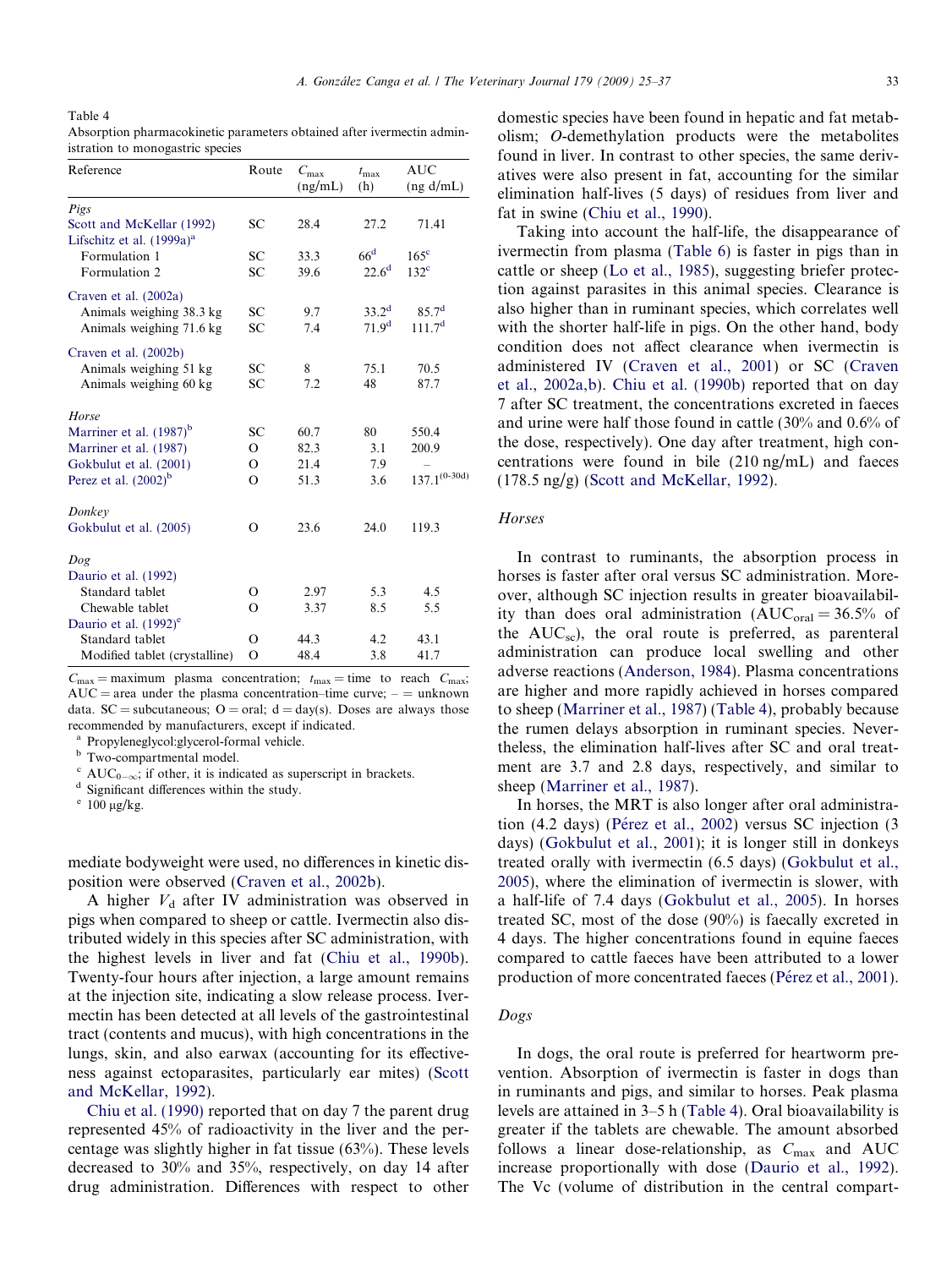Table 4
Absorption pharmacokinetic parameters obtained after ivermectin administration to monogastric species

| Reference | Route | $C_{max}$ (ng/mL) | $t_{max}$ (h) | AUC (ng d/mL) |
|---|---|---|---|---|
| *Pigs* | | | | |
| Scott and McKellar (1992) | SC | 28.4 | 27.2 | 71.41 |
| Lifschitz et al. (1999a)[a] | | | | |
| Formulation 1 | SC | 33.3 | 66[d] | 165[c] |
| Formulation 2 | SC | 39.6 | 22.6[d] | 132[c] |
| Craven et al. (2002a) | | | | |
| Animals weighing 38.3 kg | SC | 9.7 | 33.2[d] | 85.7[d] |
| Animals weighing 71.6 kg | SC | 7.4 | 71.9[d] | 111.7[d] |
| Craven et al. (2002b) | | | | |
| Animals weighing 51 kg | SC | 8 | 75.1 | 70.5 |
| Animals weighing 60 kg | SC | 7.2 | 48 | 87.7 |
| *Horse* | | | | |
| Marriner et al. (1987)[b] | SC | 60.7 | 80 | 550.4 |
| Marriner et al. (1987) | O | 82.3 | 3.1 | 200.9 |
| Gokbulut et al. (2001) | O | 21.4 | 7.9 | – |
| Perez et al. (2002)[b] | O | 51.3 | 3.6 | 137.1[(0–30d)] |
| *Donkey* | | | | |
| Gokbulut et al. (2005) | O | 23.6 | 24.0 | 119.3 |
| *Dog* | | | | |
| Daurio et al. (1992) | | | | |
| Standard tablet | O | 2.97 | 5.3 | 4.5 |
| Chewable tablet | O | 3.37 | 8.5 | 5.5 |
| Daurio et al. (1992)[e] | | | | |
| Standard tablet | O | 44.3 | 4.2 | 43.1 |
| Modified tablet (crystalline) | O | 48.4 | 3.8 | 41.7 |

$C_{max}$ = maximum plasma concentration; $t_{max}$ = time to reach $C_{max}$; AUC = area under the plasma concentration–time curve; – = unknown data. SC = subcutaneous; O = oral; d = day(s). Doses are always those recommended by manufacturers, except if indicated.
[a] Propyleneglycol:glycerol-formal vehicle.
[b] Two-compartmental model.
[c] $AUC_{0-\infty}$; if other, it is indicated as superscript in brackets.
[d] Significant differences within the study.
[e] 100 μg/kg.

mediate bodyweight were used, no differences in kinetic disposition were observed (Craven et al., 2002b).

A higher $V_d$ after IV administration was observed in pigs when compared to sheep or cattle. Ivermectin also distributed widely in this species after SC administration, with the highest levels in liver and fat (Chiu et al., 1990b). Twenty-four hours after injection, a large amount remains at the injection site, indicating a slow release process. Ivermectin has been detected at all levels of the gastrointestinal tract (contents and mucus), with high concentrations in the lungs, skin, and also earwax (accounting for its effectiveness against ectoparasites, particularly ear mites) (Scott and McKellar, 1992).

Chiu et al. (1990) reported that on day 7 the parent drug represented 45% of radioactivity in the liver and the percentage was slightly higher in fat tissue (63%). These levels decreased to 30% and 35%, respectively, on day 14 after drug administration. Differences with respect to other domestic species have been found in hepatic and fat metabolism; *O*-demethylation products were the metabolites found in liver. In contrast to other species, the same derivatives were also present in fat, accounting for the similar elimination half-lives (5 days) of residues from liver and fat in swine (Chiu et al., 1990).

Taking into account the half-life, the disappearance of ivermectin from plasma (Table 6) is faster in pigs than in cattle or sheep (Lo et al., 1985), suggesting briefer protection against parasites in this animal species. Clearance is also higher than in ruminant species, which correlates well with the shorter half-life in pigs. On the other hand, body condition does not affect clearance when ivermectin is administered IV (Craven et al., 2001) or SC (Craven et al., 2002a,b). Chiu et al. (1990b) reported that on day 7 after SC treatment, the concentrations excreted in faeces and urine were half those found in cattle (30% and 0.6% of the dose, respectively). One day after treatment, high concentrations were found in bile (210 ng/mL) and faeces (178.5 ng/g) (Scott and McKellar, 1992).

### *Horses*

In contrast to ruminants, the absorption process in horses is faster after oral versus SC administration. Moreover, although SC injection results in greater bioavailability than does oral administration ($AUC_{oral}$ = 36.5% of the $AUC_{sc}$), the oral route is preferred, as parenteral administration can produce local swelling and other adverse reactions (Anderson, 1984). Plasma concentrations are higher and more rapidly achieved in horses compared to sheep (Marriner et al., 1987) (Table 4), probably because the rumen delays absorption in ruminant species. Nevertheless, the elimination half-lives after SC and oral treatment are 3.7 and 2.8 days, respectively, and similar to sheep (Marriner et al., 1987).

In horses, the MRT is also longer after oral administration (4.2 days) (Pérez et al., 2002) versus SC injection (3 days) (Gokbulut et al., 2001); it is longer still in donkeys treated orally with ivermectin (6.5 days) (Gokbulut et al., 2005), where the elimination of ivermectin is slower, with a half-life of 7.4 days (Gokbulut et al., 2005). In horses treated SC, most of the dose (90%) is faecally excreted in 4 days. The higher concentrations found in equine faeces compared to cattle faeces have been attributed to a lower production of more concentrated faeces (Pérez et al., 2001).

### *Dogs*

In dogs, the oral route is preferred for heartworm prevention. Absorption of ivermectin is faster in dogs than in ruminants and pigs, and similar to horses. Peak plasma levels are attained in 3–5 h (Table 4). Oral bioavailability is greater if the tablets are chewable. The amount absorbed follows a linear dose-relationship, as $C_{max}$ and AUC increase proportionally with dose (Daurio et al., 1992). The Vc (volume of distribution in the central compart-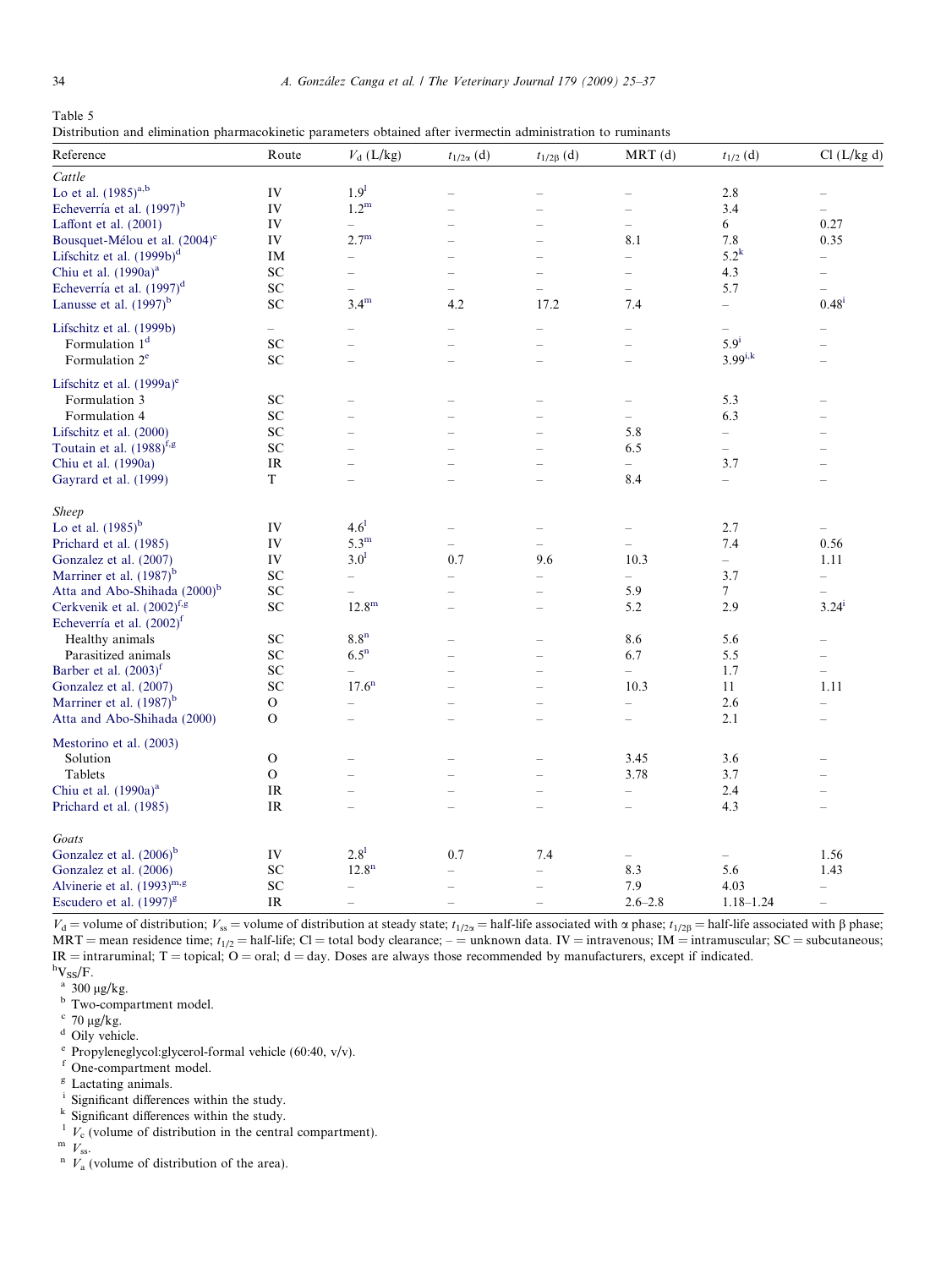Table 5
Distribution and elimination pharmacokinetic parameters obtained after ivermectin administration to ruminants

| Reference | Route | $V_d$ (L/kg) | $t_{1/2\alpha}$ (d) | $t_{1/2\beta}$ (d) | MRT (d) | $t_{1/2}$ (d) | Cl (L/kg d) |
|---|---|---|---|---|---|---|---|
| *Cattle* | | | | | | | |
| Lo et al. (1985)[a,b] | IV | 1.9[l] | – | – | – | 2.8 | – |
| Echeverría et al. (1997)[b] | IV | 1.2[m] | – | – | – | 3.4 | – |
| Laffont et al. (2001) | IV | – | – | – | – | 6 | 0.27 |
| Bousquet-Mélou et al. (2004)[c] | IV | 2.7[m] | – | – | 8.1 | 7.8 | 0.35 |
| Lifschitz et al. (1999b)[d] | IM | – | – | – | – | 5.2[k] | – |
| Chiu et al. (1990a)[a] | SC | – | – | – | – | 4.3 | – |
| Echeverría et al. (1997)[d] | SC | – | – | – | – | 5.7 | – |
| Lanusse et al. (1997)[b] | SC | 3.4[m] | 4.2 | 17.2 | 7.4 | – | 0.48[i] |
| Lifschitz et al. (1999b) | – | – | – | – | – | – | – |
| Formulation 1[d] | SC | – | – | – | – | 5.9[i] | – |
| Formulation 2[e] | SC | – | – | – | – | 3.99[i,k] | – |
| Lifschitz et al. (1999a)[e] | | | | | | | |
| Formulation 3 | SC | – | – | – | – | 5.3 | – |
| Formulation 4 | SC | – | – | – | – | 6.3 | – |
| Lifschitz et al. (2000) | SC | – | – | – | 5.8 | – | – |
| Toutain et al. (1988)[f,g] | SC | – | – | – | 6.5 | – | – |
| Chiu et al. (1990a) | IR | – | – | – | – | 3.7 | – |
| Gayrard et al. (1999) | T | – | – | – | 8.4 | – | – |
| *Sheep* | | | | | | | |
| Lo et al. (1985)[b] | IV | 4.6[l] | – | – | – | 2.7 | – |
| Prichard et al. (1985) | IV | 5.3[m] | – | – | – | 7.4 | 0.56 |
| Gonzalez et al. (2007) | IV | 3.0[l] | 0.7 | 9.6 | 10.3 | – | 1.11 |
| Marriner et al. (1987)[b] | SC | – | – | – | – | 3.7 | – |
| Atta and Abo-Shihada (2000)[b] | SC | – | – | – | 5.9 | 7 | – |
| Cerkvenik et al. (2002)[f,g] | SC | 12.8[m] | – | – | 5.2 | 2.9 | 3.24[i] |
| Echeverría et al. (2002)[f] | | | | | | | |
| Healthy animals | SC | 8.8[n] | – | – | 8.6 | 5.6 | – |
| Parasitized animals | SC | 6.5[n] | – | – | 6.7 | 5.5 | – |
| Barber et al. (2003)[f] | SC | – | – | – | – | 1.7 | – |
| Gonzalez et al. (2007) | SC | 17.6[n] | – | – | 10.3 | 11 | 1.11 |
| Marriner et al. (1987)[b] | O | – | – | – | – | 2.6 | – |
| Atta and Abo-Shihada (2000) | O | – | – | – | – | 2.1 | – |
| Mestorino et al. (2003) | | | | | | | |
| Solution | O | – | – | – | 3.45 | 3.6 | – |
| Tablets | O | – | – | – | 3.78 | 3.7 | – |
| Chiu et al. (1990a)[a] | IR | – | – | – | – | 2.4 | – |
| Prichard et al. (1985) | IR | – | – | – | – | 4.3 | – |
| *Goats* | | | | | | | |
| Gonzalez et al. (2006)[b] | IV | 2.8[l] | 0.7 | 7.4 | – | – | 1.56 |
| Gonzalez et al. (2006) | SC | 12.8[n] | – | – | 8.3 | 5.6 | 1.43 |
| Alvinerie et al. (1993)[m,g] | SC | – | – | – | 7.9 | 4.03 | – |
| Escudero et al. (1997)[g] | IR | – | – | – | 2.6–2.8 | 1.18–1.24 | – |

$V_d$ = volume of distribution; $V_{ss}$ = volume of distribution at steady state; $t_{1/2\alpha}$ = half-life associated with α phase; $t_{1/2\beta}$ = half-life associated with β phase; MRT = mean residence time; $t_{1/2}$ = half-life; Cl = total body clearance; – = unknown data. IV = intravenous; IM = intramuscular; SC = subcutaneous; IR = intraruminal; T = topical; O = oral; d = day. Doses are always those recommended by manufacturers, except if indicated.

[h] $V_{SS}/F$.
[a] 300 μg/kg.
[b] Two-compartment model.
[c] 70 μg/kg.
[d] Oily vehicle.
[e] Propyleneglycol:glycerol-formal vehicle (60:40, v/v).
[f] One-compartment model.
[g] Lactating animals.
[i] Significant differences within the study.
[k] Significant differences within the study.
[l] $V_c$ (volume of distribution in the central compartment).
[m] $V_{ss}$.
[n] $V_a$ (volume of distribution of the area).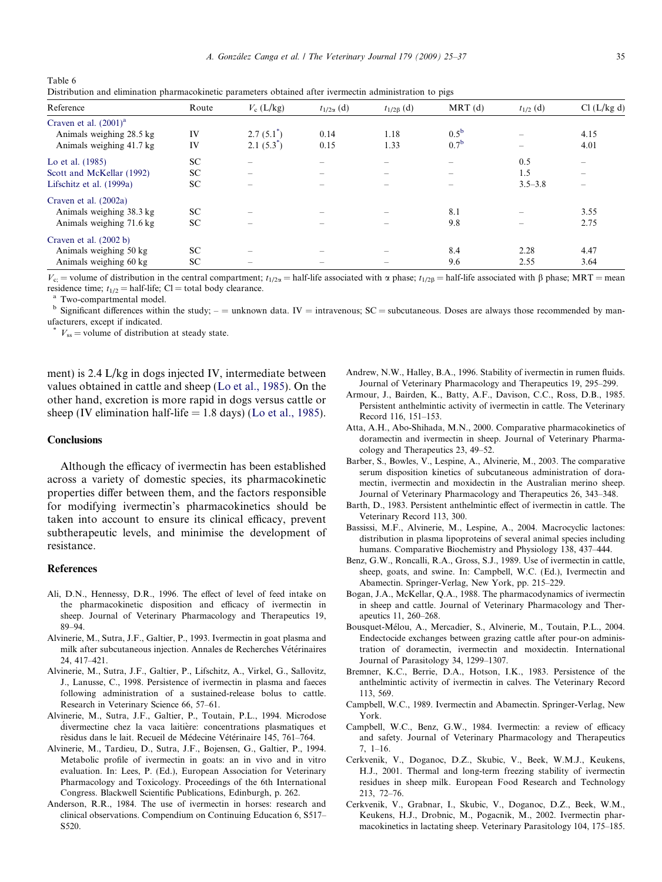Table 6
Distribution and elimination pharmacokinetic parameters obtained after ivermectin administration to pigs

| Reference | Route | $V_c$ (L/kg) | $t_{1/2\alpha}$ (d) | $t_{1/2\beta}$ (d) | MRT (d) | $t_{1/2}$ (d) | Cl (L/kg d) |
|---|---|---|---|---|---|---|---|
| Craven et al. (2001)[a] | | | | | | | |
| Animals weighing 28.5 kg | IV | 2.7 (5.1[*]) | 0.14 | 1.18 | 0.5[b] | – | 4.15 |
| Animals weighing 41.7 kg | IV | 2.1 (5.3[*]) | 0.15 | 1.33 | 0.7[b] | – | 4.01 |
| Lo et al. (1985) | SC | – | – | – | – | 0.5 | – |
| Scott and McKellar (1992) | SC | – | – | – | – | 1.5 | – |
| Lifschitz et al. (1999a) | SC | – | – | – | – | 3.5–3.8 | – |
| Craven et al. (2002a) | | | | | | | |
| Animals weighing 38.3 kg | SC | – | – | – | 8.1 | – | 3.55 |
| Animals weighing 71.6 kg | SC | – | – | – | 9.8 | – | 2.75 |
| Craven et al. (2002 b) | | | | | | | |
| Animals weighing 50 kg | SC | – | – | – | 8.4 | 2.28 | 4.47 |
| Animals weighing 60 kg | SC | – | – | – | 9.6 | 2.55 | 3.64 |

$V_c$ = volume of distribution in the central compartment; $t_{1/2\alpha}$ = half-life associated with α phase; $t_{1/2\beta}$ = half-life associated with β phase; MRT = mean residence time; $t_{1/2}$ = half-life; Cl = total body clearance.
[a] Two-compartmental model.
[b] Significant differences within the study; – = unknown data. IV = intravenous; SC = subcutaneous. Doses are always those recommended by manufacturers, except if indicated.
[*] $V_{ss}$ = volume of distribution at steady state.

ment) is 2.4 L/kg in dogs injected IV, intermediate between values obtained in cattle and sheep (Lo et al., 1985). On the other hand, excretion is more rapid in dogs versus cattle or sheep (IV elimination half-life = 1.8 days) (Lo et al., 1985).

## Conclusions

Although the efficacy of ivermectin has been established across a variety of domestic species, its pharmacokinetic properties differ between them, and the factors responsible for modifying ivermectin's pharmacokinetics should be taken into account to ensure its clinical efficacy, prevent subtherapeutic levels, and minimise the development of resistance.

## References

Ali, D.N., Hennessy, D.R., 1996. The effect of level of feed intake on the pharmacokinetic disposition and efficacy of ivermectin in sheep. Journal of Veterinary Pharmacology and Therapeutics 19, 89–94.

Alvinerie, M., Sutra, J.F., Galtier, P., 1993. Ivermectin in goat plasma and milk after subcutaneous injection. Annales de Recherches Vétérinaires 24, 417–421.

Alvinerie, M., Sutra, J.F., Galtier, P., Lifschitz, A., Virkel, G., Sallovitz, J., Lanusse, C., 1998. Persistence of ivermectin in plasma and faeces following administration of a sustained-release bolus to cattle. Research in Veterinary Science 66, 57–61.

Alvinerie, M., Sutra, J.F., Galtier, P., Toutain, P.L., 1994. Microdose d́ivermectine chez la vaca laitière: concentrations plasmatiques et rèsidus dans le lait. Recueil de Médecine Vétérinaire 145, 761–764.

Alvinerie, M., Tardieu, D., Sutra, J.F., Bojensen, G., Galtier, P., 1994. Metabolic profile of ivermectin in goats: an in vivo and in vitro evaluation. In: Lees, P. (Ed.), European Association for Veterinary Pharmacology and Toxicology. Proceedings of the 6th International Congress. Blackwell Scientific Publications, Edinburgh, p. 262.

Anderson, R.R., 1984. The use of ivermectin in horses: research and clinical observations. Compendium on Continuing Education 6, S517–S520.

Andrew, N.W., Halley, B.A., 1996. Stability of ivermectin in rumen fluids. Journal of Veterinary Pharmacology and Therapeutics 19, 295–299.

Armour, J., Bairden, K., Batty, A.F., Davison, C.C., Ross, D.B., 1985. Persistent anthelmintic activity of ivermectin in cattle. The Veterinary Record 116, 151–153.

Atta, A.H., Abo-Shihada, M.N., 2000. Comparative pharmacokinetics of doramectin and ivermectin in sheep. Journal of Veterinary Pharmacology and Therapeutics 23, 49–52.

Barber, S., Bowles, V., Lespine, A., Alvinerie, M., 2003. The comparative serum disposition kinetics of subcutaneous administration of doramectin, ivermectin and moxidectin in the Australian merino sheep. Journal of Veterinary Pharmacology and Therapeutics 26, 343–348.

Barth, D., 1983. Persistent anthelmintic effect of ivermectin in cattle. The Veterinary Record 113, 300.

Bassissi, M.F., Alvinerie, M., Lespine, A., 2004. Macrocyclic lactones: distribution in plasma lipoproteins of several animal species including humans. Comparative Biochemistry and Physiology 138, 437–444.

Benz, G.W., Roncalli, R.A., Gross, S.J., 1989. Use of ivermectin in cattle, sheep, goats, and swine. In: Campbell, W.C. (Ed.), Ivermectin and Abamectin. Springer-Verlag, New York, pp. 215–229.

Bogan, J.A., McKellar, Q.A., 1988. The pharmacodynamics of ivermectin in sheep and cattle. Journal of Veterinary Pharmacology and Therapeutics 11, 260–268.

Bousquet-Mélou, A., Mercadier, S., Alvinerie, M., Toutain, P.L., 2004. Endectocide exchanges between grazing cattle after pour-on administration of doramectin, ivermectin and moxidectin. International Journal of Parasitology 34, 1299–1307.

Bremner, K.C., Berrie, D.A., Hotson, I.K., 1983. Persistence of the anthelmintic activity of ivermectin in calves. The Veterinary Record 113, 569.

Campbell, W.C., 1989. Ivermectin and Abamectin. Springer-Verlag, New York.

Campbell, W.C., Benz, G.W., 1984. Ivermectin: a review of efficacy and safety. Journal of Veterinary Pharmacology and Therapeutics 7, 1–16.

Cerkvenik, V., Doganoc, D.Z., Skubic, V., Beek, W.M.J., Keukens, H.J., 2001. Thermal and long-term freezing stability of ivermectin residues in sheep milk. European Food Research and Technology 213, 72–76.

Cerkvenik, V., Grabnar, I., Skubic, V., Doganoc, D.Z., Beek, W.M., Keukens, H.J., Drobnic, M., Pogacnik, M., 2002. Ivermectin pharmacokinetics in lactating sheep. Veterinary Parasitology 104, 175–185.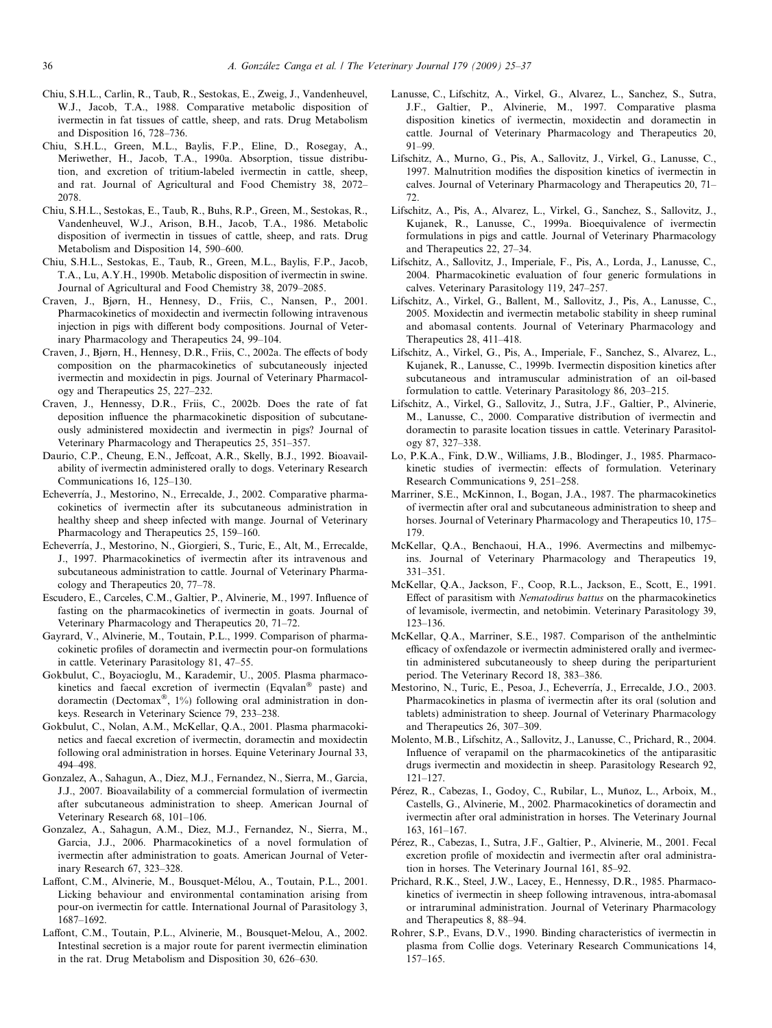Chiu, S.H.L., Carlin, R., Taub, R., Sestokas, E., Zweig, J., Vandenheuvel, W.J., Jacob, T.A., 1988. Comparative metabolic disposition of ivermectin in fat tissues of cattle, sheep, and rats. Drug Metabolism and Disposition 16, 728–736.

Chiu, S.H.L., Green, M.L., Baylis, F.P., Eline, D., Rosegay, A., Meriwether, H., Jacob, T.A., 1990a. Absorption, tissue distribution, and excretion of tritium-labeled ivermectin in cattle, sheep, and rat. Journal of Agricultural and Food Chemistry 38, 2072–2078.

Chiu, S.H.L., Sestokas, E., Taub, R., Buhs, R.P., Green, M., Sestokas, R., Vandenheuvel, W.J., Arison, B.H., Jacob, T.A., 1986. Metabolic disposition of ivermectin in tissues of cattle, sheep, and rats. Drug Metabolism and Disposition 14, 590–600.

Chiu, S.H.L., Sestokas, E., Taub, R., Green, M.L., Baylis, F.P., Jacob, T.A., Lu, A.Y.H., 1990b. Metabolic disposition of ivermectin in swine. Journal of Agricultural and Food Chemistry 38, 2079–2085.

Craven, J., Bjørn, H., Hennesy, D., Friis, C., Nansen, P., 2001. Pharmacokinetics of moxidectin and ivermectin following intravenous injection in pigs with different body compositions. Journal of Veterinary Pharmacology and Therapeutics 24, 99–104.

Craven, J., Bjørn, H., Hennesy, D.R., Friis, C., 2002a. The effects of body composition on the pharmacokinetics of subcutaneously injected ivermectin and moxidectin in pigs. Journal of Veterinary Pharmacology and Therapeutics 25, 227–232.

Craven, J., Hennessy, D.R., Friis, C., 2002b. Does the rate of fat deposition influence the pharmacokinetic disposition of subcutaneously administered moxidectin and ivermectin in pigs? Journal of Veterinary Pharmacology and Therapeutics 25, 351–357.

Daurio, C.P., Cheung, E.N., Jeffcoat, A.R., Skelly, B.J., 1992. Bioavailability of ivermectin administered orally to dogs. Veterinary Research Communications 16, 125–130.

Echeverría, J., Mestorino, N., Errecalde, J., 2002. Comparative pharmacokinetics of ivermectin after its subcutaneous administration in healthy sheep and sheep infected with mange. Journal of Veterinary Pharmacology and Therapeutics 25, 159–160.

Echeverría, J., Mestorino, N., Giorgieri, S., Turic, E., Alt, M., Errecalde, J., 1997. Pharmacokinetics of ivermectin after its intravenous and subcutaneous administration to cattle. Journal of Veterinary Pharmacology and Therapeutics 20, 77–78.

Escudero, E., Carceles, C.M., Galtier, P., Alvinerie, M., 1997. Influence of fasting on the pharmacokinetics of ivermectin in goats. Journal of Veterinary Pharmacology and Therapeutics 20, 71–72.

Gayrard, V., Alvinerie, M., Toutain, P.L., 1999. Comparison of pharmacokinetic profiles of doramectin and ivermectin pour-on formulations in cattle. Veterinary Parasitology 81, 47–55.

Gokbulut, C., Boyacioglu, M., Karademir, U., 2005. Plasma pharmacokinetics and faecal excretion of ivermectin (Eqvalan® paste) and doramectin (Dectomax®, 1%) following oral administration in donkeys. Research in Veterinary Science 79, 233–238.

Gokbulut, C., Nolan, A.M., McKellar, Q.A., 2001. Plasma pharmacokinetics and faecal excretion of ivermectin, doramectin and moxidectin following oral administration in horses. Equine Veterinary Journal 33, 494–498.

Gonzalez, A., Sahagun, A., Diez, M.J., Fernandez, N., Sierra, M., Garcia, J.J., 2007. Bioavailability of a commercial formulation of ivermectin after subcutaneous administration to sheep. American Journal of Veterinary Research 68, 101–106.

Gonzalez, A., Sahagun, A.M., Diez, M.J., Fernandez, N., Sierra, M., Garcia, J.J., 2006. Pharmacokinetics of a novel formulation of ivermectin after administration to goats. American Journal of Veterinary Research 67, 323–328.

Laffont, C.M., Alvinerie, M., Bousquet-Mélou, A., Toutain, P.L., 2001. Licking behaviour and environmental contamination arising from pour-on ivermectin for cattle. International Journal of Parasitology 3, 1687–1692.

Laffont, C.M., Toutain, P.L., Alvinerie, M., Bousquet-Melou, A., 2002. Intestinal secretion is a major route for parent ivermectin elimination in the rat. Drug Metabolism and Disposition 30, 626–630.

Lanusse, C., Lifschitz, A., Virkel, G., Alvarez, L., Sanchez, S., Sutra, J.F., Galtier, P., Alvinerie, M., 1997. Comparative plasma disposition kinetics of ivermectin, moxidectin and doramectin in cattle. Journal of Veterinary Pharmacology and Therapeutics 20, 91–99.

Lifschitz, A., Murno, G., Pis, A., Sallovitz, J., Virkel, G., Lanusse, C., 1997. Malnutrition modifies the disposition kinetics of ivermectin in calves. Journal of Veterinary Pharmacology and Therapeutics 20, 71–72.

Lifschitz, A., Pis, A., Alvarez, L., Virkel, G., Sanchez, S., Sallovitz, J., Kujanek, R., Lanusse, C., 1999a. Bioequivalence of ivermectin formulations in pigs and cattle. Journal of Veterinary Pharmacology and Therapeutics 22, 27–34.

Lifschitz, A., Sallovitz, J., Imperiale, F., Pis, A., Lorda, J., Lanusse, C., 2004. Pharmacokinetic evaluation of four generic formulations in calves. Veterinary Parasitology 119, 247–257.

Lifschitz, A., Virkel, G., Ballent, M., Sallovitz, J., Pis, A., Lanusse, C., 2005. Moxidectin and ivermectin metabolic stability in sheep ruminal and abomasal contents. Journal of Veterinary Pharmacology and Therapeutics 28, 411–418.

Lifschitz, A., Virkel, G., Pis, A., Imperiale, F., Sanchez, S., Alvarez, L., Kujanek, R., Lanusse, C., 1999b. Ivermectin disposition kinetics after subcutaneous and intramuscular administration of an oil-based formulation to cattle. Veterinary Parasitology 86, 203–215.

Lifschitz, A., Virkel, G., Sallovitz, J., Sutra, J.F., Galtier, P., Alvinerie, M., Lanusse, C., 2000. Comparative distribution of ivermectin and doramectin to parasite location tissues in cattle. Veterinary Parasitology 87, 327–338.

Lo, P.K.A., Fink, D.W., Williams, J.B., Blodinger, J., 1985. Pharmacokinetic studies of ivermectin: effects of formulation. Veterinary Research Communications 9, 251–258.

Marriner, S.E., McKinnon, I., Bogan, J.A., 1987. The pharmacokinetics of ivermectin after oral and subcutaneous administration to sheep and horses. Journal of Veterinary Pharmacology and Therapeutics 10, 175–179.

McKellar, Q.A., Benchaoui, H.A., 1996. Avermectins and milbemycins. Journal of Veterinary Pharmacology and Therapeutics 19, 331–351.

McKellar, Q.A., Jackson, F., Coop, R.L., Jackson, E., Scott, E., 1991. Effect of parasitism with *Nematodirus battus* on the pharmacokinetics of levamisole, ivermectin, and netobimin. Veterinary Parasitology 39, 123–136.

McKellar, Q.A., Marriner, S.E., 1987. Comparison of the anthelmintic efficacy of oxfendazole or ivermectin administered orally and ivermectin administered subcutaneously to sheep during the periparturient period. The Veterinary Record 18, 383–386.

Mestorino, N., Turic, E., Pesoa, J., Echeverría, J., Errecalde, J.O., 2003. Pharmacokinetics in plasma of ivermectin after its oral (solution and tablets) administration to sheep. Journal of Veterinary Pharmacology and Therapeutics 26, 307–309.

Molento, M.B., Lifschitz, A., Sallovitz, J., Lanusse, C., Prichard, R., 2004. Influence of verapamil on the pharmacokinetics of the antiparasitic drugs ivermectin and moxidectin in sheep. Parasitology Research 92, 121–127.

Pérez, R., Cabezas, I., Godoy, C., Rubilar, L., Muñoz, L., Arboix, M., Castells, G., Alvinerie, M., 2002. Pharmacokinetics of doramectin and ivermectin after oral administration in horses. The Veterinary Journal 163, 161–167.

Pérez, R., Cabezas, I., Sutra, J.F., Galtier, P., Alvinerie, M., 2001. Fecal excretion profile of moxidectin and ivermectin after oral administration in horses. The Veterinary Journal 161, 85–92.

Prichard, R.K., Steel, J.W., Lacey, E., Hennessy, D.R., 1985. Pharmacokinetics of ivermectin in sheep following intravenous, intra-abomasal or intraruminal administration. Journal of Veterinary Pharmacology and Therapeutics 8, 88–94.

Rohrer, S.P., Evans, D.V., 1990. Binding characteristics of ivermectin in plasma from Collie dogs. Veterinary Research Communications 14, 157–165.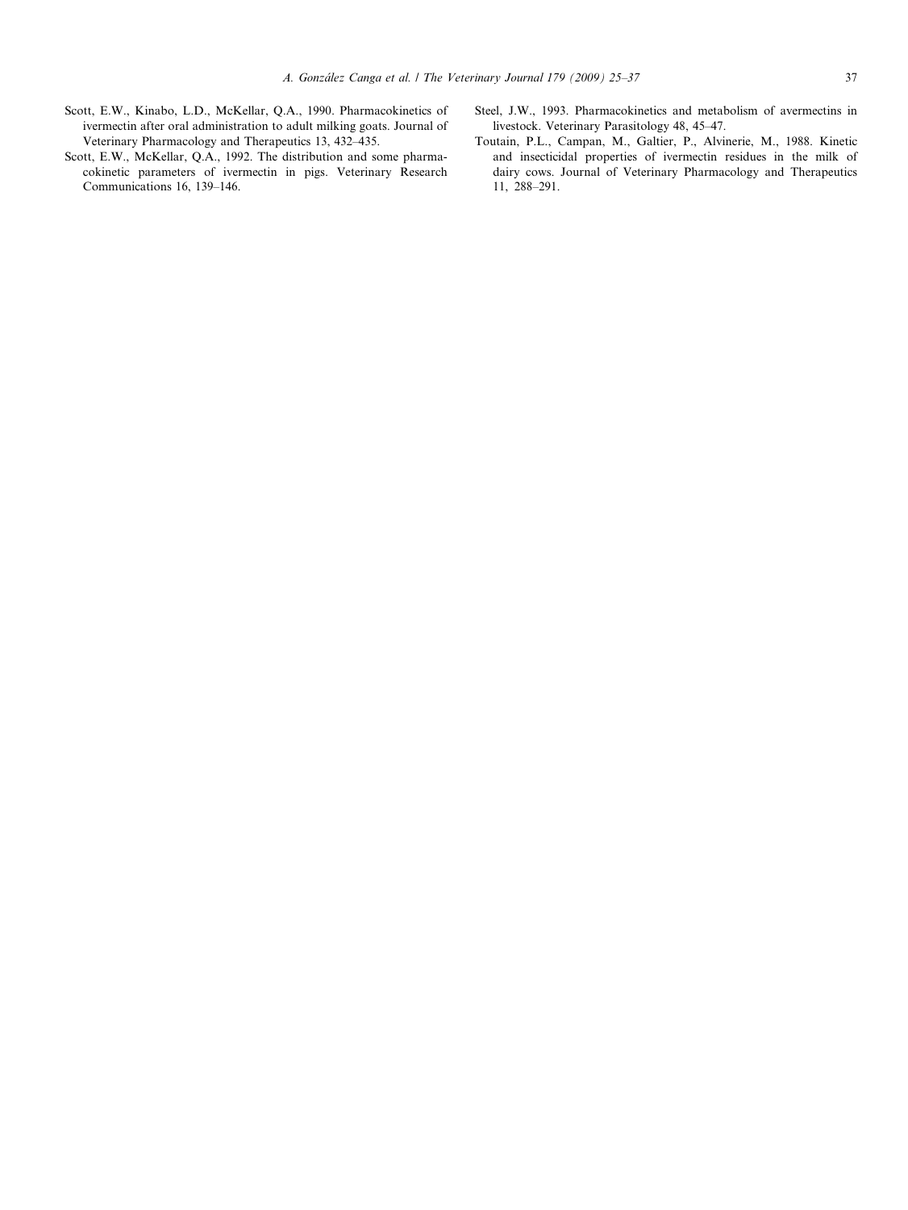Scott, E.W., Kinabo, L.D., McKellar, Q.A., 1990. Pharmacokinetics of ivermectin after oral administration to adult milking goats. Journal of Veterinary Pharmacology and Therapeutics 13, 432–435.

Scott, E.W., McKellar, Q.A., 1992. The distribution and some pharmacokinetic parameters of ivermectin in pigs. Veterinary Research Communications 16, 139–146.

Steel, J.W., 1993. Pharmacokinetics and metabolism of avermectins in livestock. Veterinary Parasitology 48, 45–47.

Toutain, P.L., Campan, M., Galtier, P., Alvinerie, M., 1988. Kinetic and insecticidal properties of ivermectin residues in the milk of dairy cows. Journal of Veterinary Pharmacology and Therapeutics 11, 288–291.